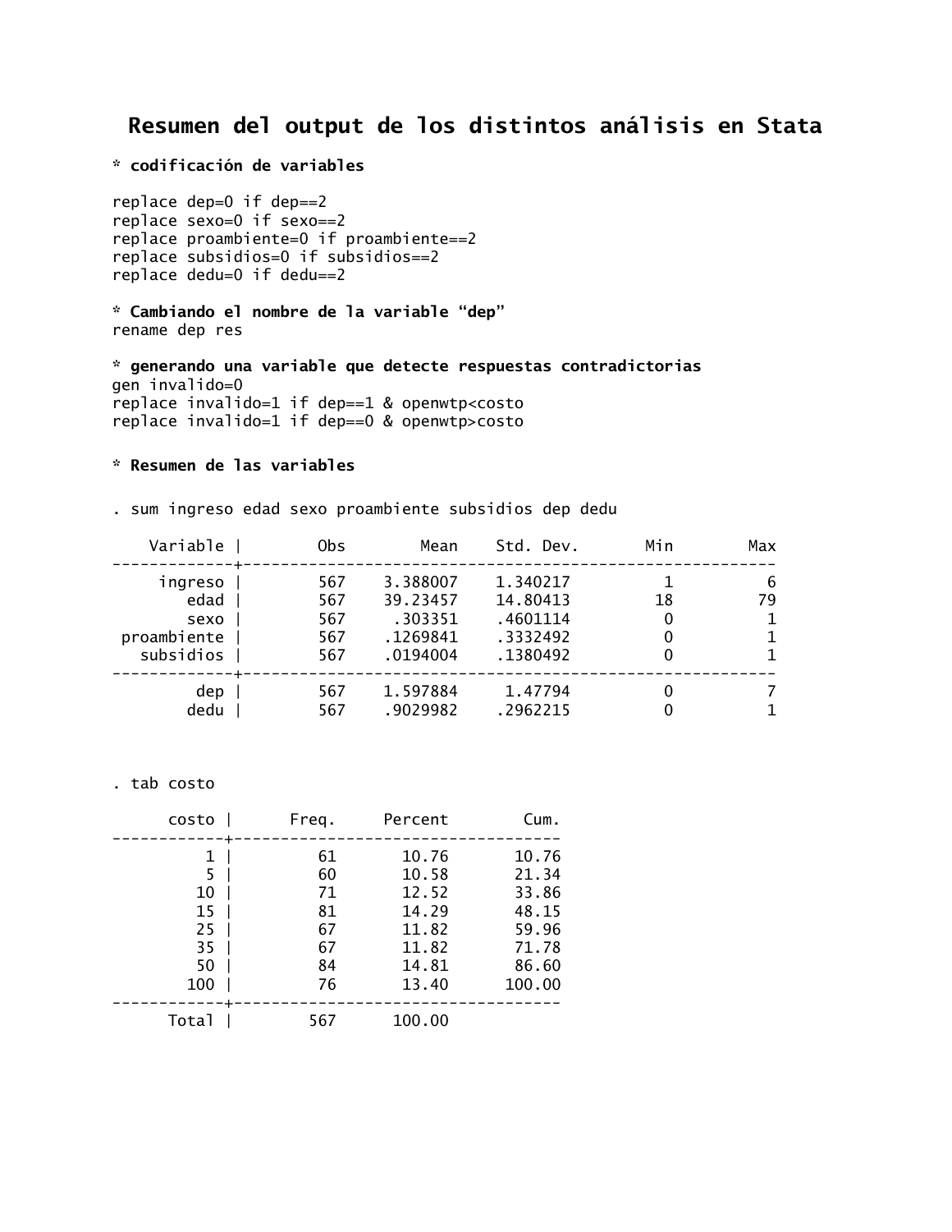# Resumen del output de los distintos análisis en Stata

**\* codificación de variables**

```
replace dep=0 if dep==2
replace sexo=0 if sexo==2
replace proambiente=0 if proambiente==2
replace subsidios=0 if subsidios==2
replace dedu=0 if dedu==2
```

**\* Cambiando el nombre de la variable "dep"**

```
rename dep res
```

**\* generando una variable que detecte respuestas contradictorias**

```
gen invalido=0
replace invalido=1 if dep==1 & openwtp<costo
replace invalido=1 if dep==0 & openwtp>costo
```

**\* Resumen de las variables**

```
. sum ingreso edad sexo proambiente subsidios dep dedu
```

| Variable | Obs | Mean | Std. Dev. | Min | Max |
|---|---|---|---|---|---|
| ingreso | 567 | 3.388007 | 1.340217 | 1 | 6 |
| edad | 567 | 39.23457 | 14.80413 | 18 | 79 |
| sexo | 567 | .303351 | .4601114 | 0 | 1 |
| proambiente | 567 | .1269841 | .3332492 | 0 | 1 |
| subsidios | 567 | .0194004 | .1380492 | 0 | 1 |
| dep | 567 | 1.597884 | 1.47794 | 0 | 7 |
| dedu | 567 | .9029982 | .2962215 | 0 | 1 |

```
. tab costo
```

| costo | Freq. | Percent | Cum. |
|---|---|---|---|
| 1 | 61 | 10.76 | 10.76 |
| 5 | 60 | 10.58 | 21.34 |
| 10 | 71 | 12.52 | 33.86 |
| 15 | 81 | 14.29 | 48.15 |
| 25 | 67 | 11.82 | 59.96 |
| 35 | 67 | 11.82 | 71.78 |
| 50 | 84 | 14.81 | 86.60 |
| 100 | 76 | 13.40 | 100.00 |
| Total | 567 | 100.00 | |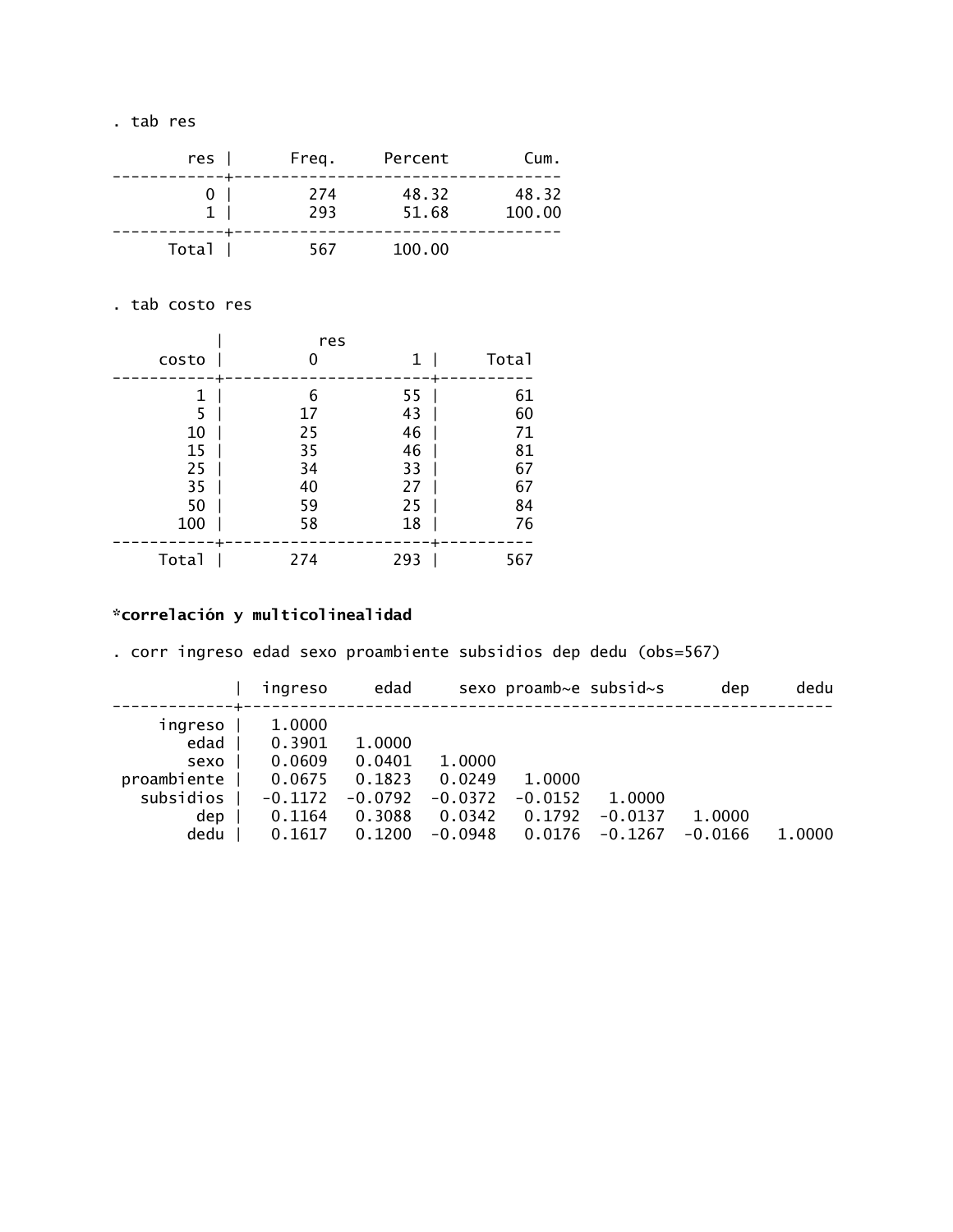```
. tab res

        res |      Freq.     Percent        Cum.
------------+-----------------------------------
          0 |        274       48.32       48.32
          1 |        293       51.68      100.00
------------+-----------------------------------
      Total |        567      100.00
```

```
. tab costo res

           |          res
     costo |         0          1 |     Total
-----------+----------------------+----------
         1 |         6         55 |        61 
         5 |        17         43 |        60 
        10 |        25         46 |        71 
        15 |        35         46 |        81 
        25 |        34         33 |        67 
        35 |        40         27 |        67 
        50 |        59         25 |        84 
       100 |        58         18 |        76 
-----------+----------------------+----------
     Total |       274        293 |       567 
```

**\*correlación y multicolinealidad**

```
. corr ingreso edad sexo proambiente subsidios dep dedu (obs=567)

             |  ingreso     edad     sexo proamb~e subsid~s      dep     dedu
-------------+---------------------------------------------------------------
     ingreso |   1.0000
        edad |   0.3901   1.0000
        sexo |   0.0609   0.0401   1.0000
 proambiente |   0.0675   0.1823   0.0249   1.0000
   subsidios |  -0.1172  -0.0792  -0.0372  -0.0152   1.0000
         dep |   0.1164   0.3088   0.0342   0.1792  -0.0137   1.0000
        dedu |   0.1617   0.1200  -0.0948   0.0176  -0.1267  -0.0166   1.0000
```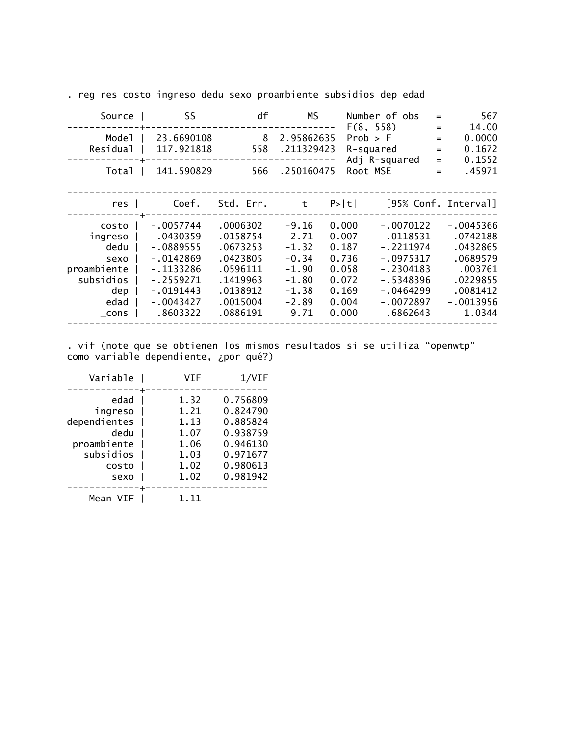```
. reg res costo ingreso dedu sexo proambiente subsidios dep edad

      Source |       SS           df       MS      Number of obs   =       567
-------------+----------------------------------   F(8, 558)       =     14.00
       Model |  23.6690108         8  2.95862635   Prob > F        =    0.0000
    Residual |  117.921818       558  .211329423   R-squared       =    0.1672
-------------+----------------------------------   Adj R-squared   =    0.1552
       Total |  141.590829       566  .250160475   Root MSE        =    .45971

------------------------------------------------------------------------------
         res |      Coef.   Std. Err.      t    P>|t|     [95% Conf. Interval]
-------------+----------------------------------------------------------------
       costo |  -.0057744   .0006302    -9.16   0.000    -.0070122   -.0045366
     ingreso |   .0430359   .0158754     2.71   0.007     .0118531    .0742188
        dedu |  -.0889555   .0673253    -1.32   0.187    -.2211974    .0432865
        sexo |  -.0142869   .0423805    -0.34   0.736    -.0975317    .0689579
 proambiente |  -.1133286   .0596111    -1.90   0.058    -.2304183     .003761
   subsidios |  -.2559271   .1419963    -1.80   0.072    -.5348396    .0229855
         dep |  -.0191443   .0138912    -1.38   0.169    -.0464299    .0081412
        edad |  -.0043427   .0015004    -2.89   0.004    -.0072897   -.0013956
       _cons |   .8603322   .0886191     9.71   0.000     .6862643      1.0344
------------------------------------------------------------------------------
```

. vif <u>(note que se obtienen los mismos resultados si se utiliza "openwtp" como variable dependiente, ¿por qué?)</u>

```
    Variable |       VIF       1/VIF  
-------------+----------------------
        edad |      1.32    0.756809
     ingreso |      1.21    0.824790
dependientes |      1.13    0.885824
        dedu |      1.07    0.938759
 proambiente |      1.06    0.946130
   subsidios |      1.03    0.971677
       costo |      1.02    0.980613
        sexo |      1.02    0.981942
-------------+----------------------
    Mean VIF |      1.11
```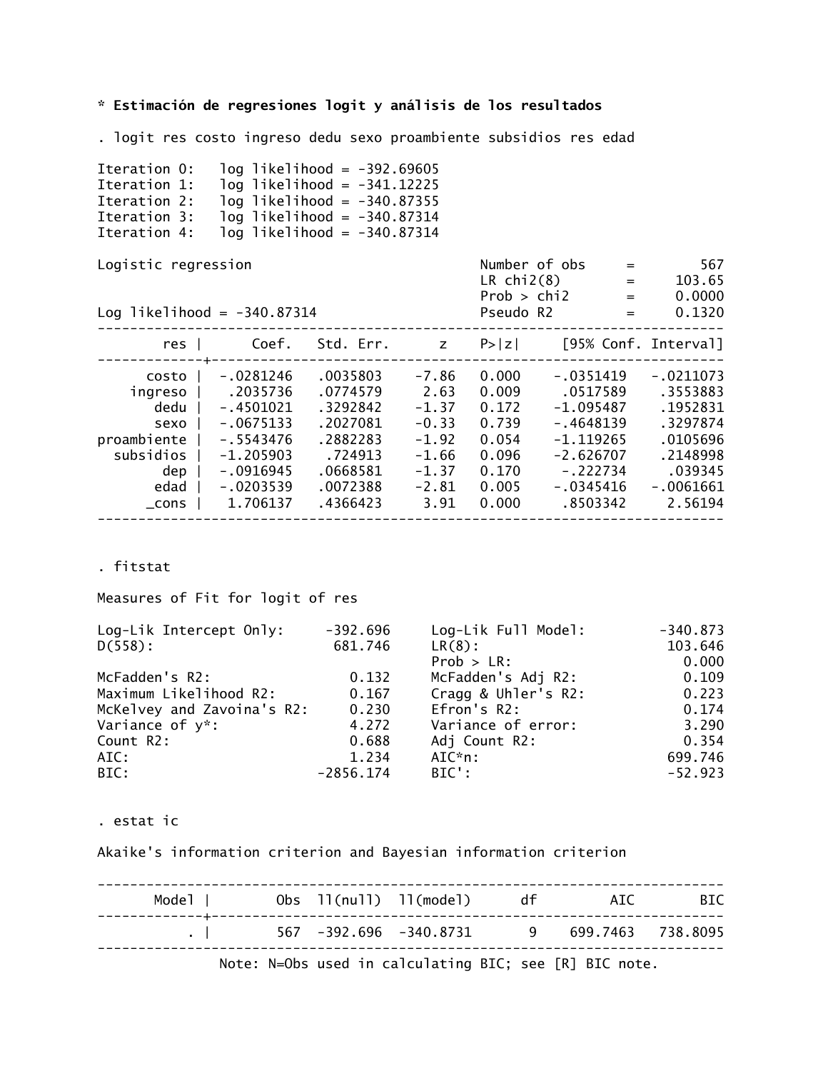**\* Estimación de regresiones logit y análisis de los resultados**

```
. logit res costo ingreso dedu sexo proambiente subsidios res edad

Iteration 0:   log likelihood = -392.69605
Iteration 1:   log likelihood = -341.12225
Iteration 2:   log likelihood = -340.87355
Iteration 3:   log likelihood = -340.87314
Iteration 4:   log likelihood = -340.87314

Logistic regression                               Number of obs     =        567
                                                  LR chi2(8)        =     103.65
                                                  Prob > chi2       =     0.0000
Log likelihood = -340.87314                       Pseudo R2         =     0.1320

------------------------------------------------------------------------------
         res |      Coef.   Std. Err.      z    P>|z|     [95% Conf. Interval]
-------------+----------------------------------------------------------------
       costo |  -.0281246   .0035803    -7.86   0.000    -.0351419   -.0211073
     ingreso |   .2035736   .0774579     2.63   0.009     .0517589    .3553883
        dedu |  -.4501021   .3292842    -1.37   0.172    -1.095487    .1952831
        sexo |  -.0675133   .2027081    -0.33   0.739    -.4648139    .3297874
 proambiente |  -.5543476   .2882283    -1.92   0.054    -1.119265    .0105696
   subsidios |  -1.205903    .724913    -1.66   0.096    -2.626707    .2148998
         dep |  -.0916945   .0668581    -1.37   0.170     -.222734     .039345
        edad |  -.0203539   .0072388    -2.81   0.005    -.0345416   -.0061661
       _cons |   1.706137   .4366423     3.91   0.000     .8503342     2.56194
------------------------------------------------------------------------------


. fitstat

Measures of Fit for logit of res

Log-Lik Intercept Only:     -392.696   Log-Lik Full Model:         -340.873
D(558):                      681.746   LR(8):                       103.646
                                       Prob > LR:                     0.000
McFadden's R2:                 0.132   McFadden's Adj R2:             0.109
Maximum Likelihood R2:         0.167   Cragg & Uhler's R2:            0.223
McKelvey and Zavoina's R2:     0.230   Efron's R2:                    0.174
Variance of y*:                4.272   Variance of error:             3.290
Count R2:                      0.688   Adj Count R2:                  0.354
AIC:                           1.234   AIC*n:                       699.746
BIC:                       -2856.174   BIC':                        -52.923


. estat ic

Akaike's information criterion and Bayesian information criterion

-----------------------------------------------------------------------------
       Model |        Obs  ll(null)  ll(model)      df         AIC        BIC
-------------+---------------------------------------------------------------
           . |        567  -392.696  -340.8731       9    699.7463   738.8095
-----------------------------------------------------------------------------
               Note: N=Obs used in calculating BIC; see [R] BIC note.
```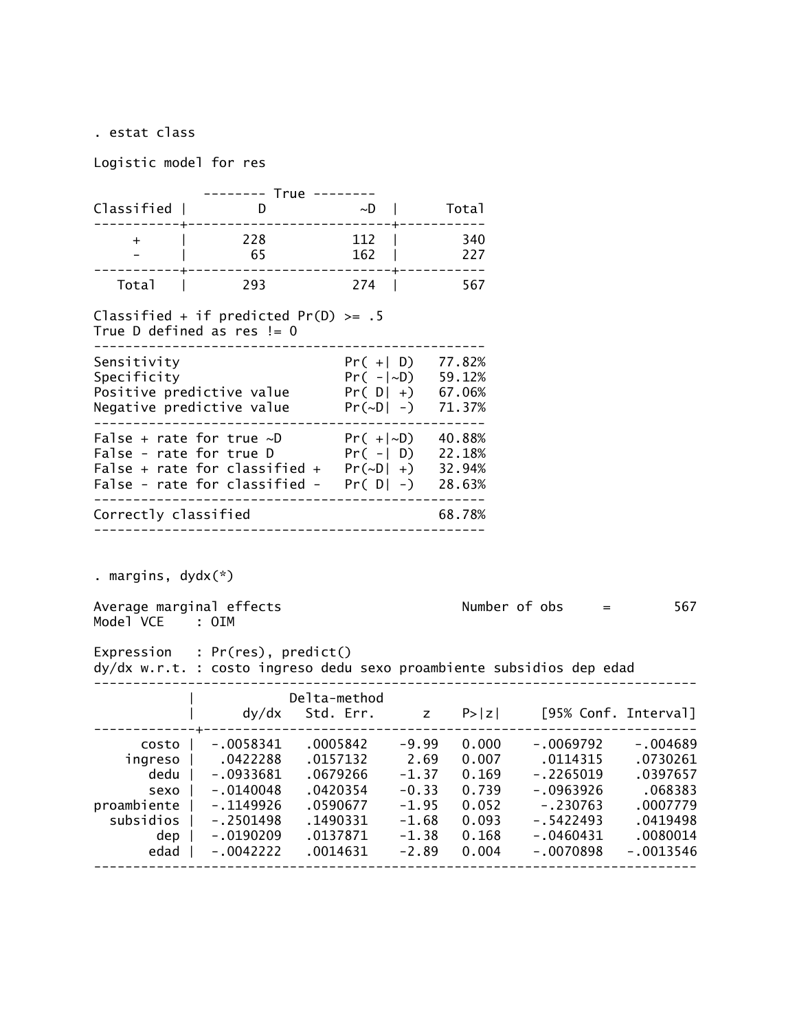```
. estat class

Logistic model for res

              -------- True --------
Classified |         D            ~D  |      Total
-----------+--------------------------+-----------
     +     |       228           112  |        340
     -     |        65           162  |        227
-----------+--------------------------+-----------
   Total   |       293           274  |        567

Classified + if predicted Pr(D) >= .5
True D defined as res != 0
--------------------------------------------------
Sensitivity                     Pr( +| D)   77.82%
Specificity                     Pr( -|~D)   59.12%
Positive predictive value       Pr( D| +)   67.06%
Negative predictive value       Pr(~D| -)   71.37%
--------------------------------------------------
False + rate for true ~D        Pr( +|~D)   40.88%
False - rate for true D         Pr( -| D)   22.18%
False + rate for classified +   Pr(~D| +)   32.94%
False - rate for classified -   Pr( D| -)   28.63%
--------------------------------------------------
Correctly classified                        68.78%
--------------------------------------------------


. margins, dydx(*)

Average marginal effects                          Number of obs     =        567
Model VCE    : OIM

Expression   : Pr(res), predict()
dy/dx w.r.t. : costo ingreso dedu sexo proambiente subsidios dep edad

------------------------------------------------------------------------------
             |            Delta-method
             |      dy/dx   Std. Err.      z    P>|z|     [95% Conf. Interval]
-------------+----------------------------------------------------------------
       costo |  -.0058341   .0005842    -9.99   0.000    -.0069792    -.004689
     ingreso |   .0422288   .0157132     2.69   0.007     .0114315    .0730261
        dedu |  -.0933681   .0679266    -1.37   0.169    -.2265019    .0397657
        sexo |  -.0140048   .0420354    -0.33   0.739    -.0963926     .068383
 proambiente |  -.1149926   .0590677    -1.95   0.052     -.230763    .0007779
   subsidios |  -.2501498   .1490331    -1.68   0.093    -.5422493    .0419498
         dep |  -.0190209   .0137871    -1.38   0.168    -.0460431    .0080014
        edad |  -.0042222   .0014631    -2.89   0.004    -.0070898   -.0013546
------------------------------------------------------------------------------
```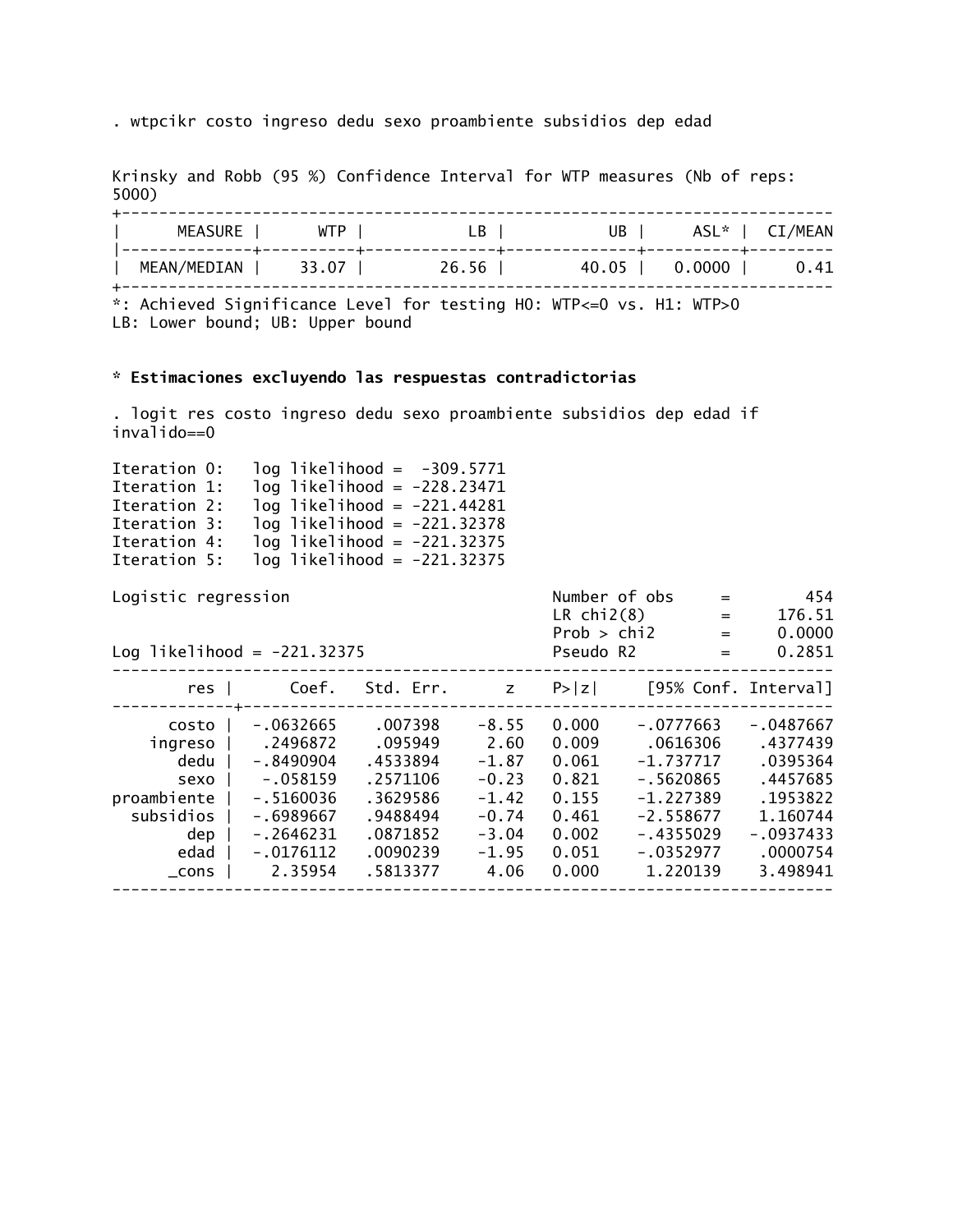```
. wtpcikr costo ingreso dedu sexo proambiente subsidios dep edad


Krinsky and Robb (95 %) Confidence Interval for WTP measures (Nb of reps:
5000)
+---------------------------------------------------------------------------
|      MEASURE |      WTP |           LB |           UB |     ASL* |  CI/MEAN
|--------------+----------+--------------+--------------+----------+---------
|  MEAN/MEDIAN |    33.07 |        26.56 |        40.05 |   0.0000 |     0.41
+---------------------------------------------------------------------------
*: Achieved Significance Level for testing H0: WTP<=0 vs. H1: WTP>0
LB: Lower bound; UB: Upper bound
```

**\* Estimaciones excluyendo las respuestas contradictorias**

```
. logit res costo ingreso dedu sexo proambiente subsidios dep edad if
invalido==0

Iteration 0:   log likelihood =  -309.5771
Iteration 1:   log likelihood = -228.23471
Iteration 2:   log likelihood = -221.44281
Iteration 3:   log likelihood = -221.32378
Iteration 4:   log likelihood = -221.32375
Iteration 5:   log likelihood = -221.32375

Logistic regression                               Number of obs     =        454
                                                  LR chi2(8)        =     176.51
                                                  Prob > chi2       =     0.0000
Log likelihood = -221.32375                       Pseudo R2         =     0.2851

------------------------------------------------------------------------------
         res |      Coef.   Std. Err.      z    P>|z|     [95% Conf. Interval]
-------------+----------------------------------------------------------------
       costo |  -.0632665    .007398    -8.55   0.000    -.0777663   -.0487667
     ingreso |   .2496872    .095949     2.60   0.009     .0616306    .4377439
        dedu |  -.8490904   .4533894    -1.87   0.061    -1.737717    .0395364
        sexo |   -.058159   .2571106    -0.23   0.821    -.5620865    .4457685
 proambiente |  -.5160036   .3629586    -1.42   0.155    -1.227389    .1953822
   subsidios |  -.6989667   .9488494    -0.74   0.461    -2.558677    1.160744
         dep |  -.2646231   .0871852    -3.04   0.002    -.4355029   -.0937433
        edad |  -.0176112   .0090239    -1.95   0.051    -.0352977    .0000754
       _cons |    2.35954   .5813377     4.06   0.000     1.220139    3.498941
------------------------------------------------------------------------------
```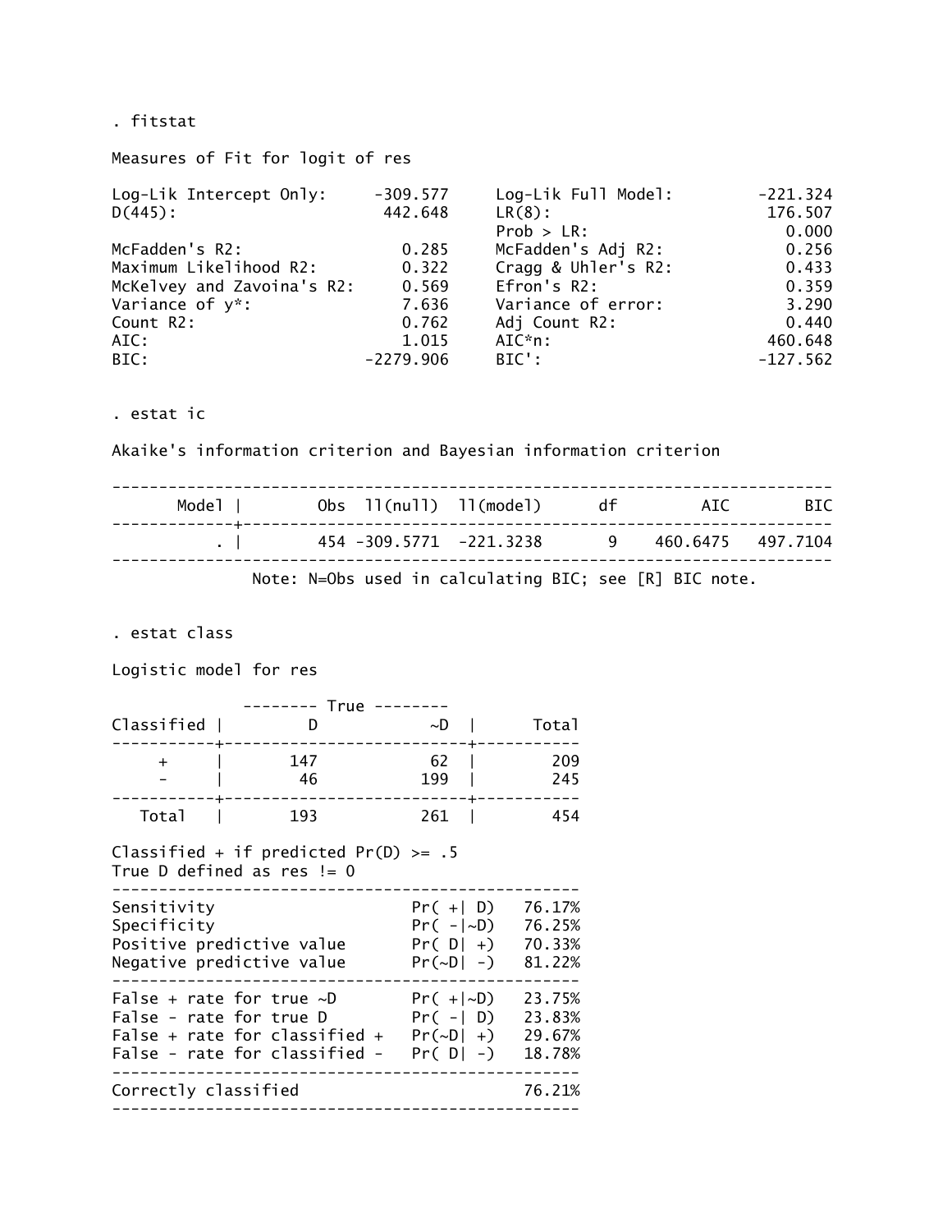```
. fitstat

Measures of Fit for logit of res

Log-Lik Intercept Only:     -309.577    Log-Lik Full Model:          -221.324
D(445):                      442.648    LR(8):                        176.507
                                        Prob > LR:                      0.000
McFadden's R2:                 0.285    McFadden's Adj R2:              0.256
Maximum Likelihood R2:         0.322    Cragg & Uhler's R2:             0.433
McKelvey and Zavoina's R2:     0.569    Efron's R2:                     0.359
Variance of y*:                7.636    Variance of error:              3.290
Count R2:                      0.762    Adj Count R2:                   0.440
AIC:                           1.015    AIC*n:                        460.648
BIC:                       -2279.906    BIC':                        -127.562
```

```
. estat ic

Akaike's information criterion and Bayesian information criterion

-----------------------------------------------------------------------------
       Model |        Obs  ll(null)  ll(model)      df         AIC        BIC
-------------+---------------------------------------------------------------
           . |        454 -309.5771  -221.3238       9    460.6475   497.7104
-----------------------------------------------------------------------------
              Note: N=Obs used in calculating BIC; see [R] BIC note.
```

```
. estat class

Logistic model for res

              -------- True --------
Classified |         D            ~D  |      Total
-----------+--------------------------+-----------
     +     |       147            62  |        209
     -     |        46           199  |        245
-----------+--------------------------+-----------
   Total   |       193           261  |        454

Classified + if predicted Pr(D) >= .5
True D defined as res != 0
--------------------------------------------------
Sensitivity                     Pr( +| D)   76.17%
Specificity                     Pr( -|~D)   76.25%
Positive predictive value       Pr( D| +)   70.33%
Negative predictive value       Pr(~D| -)   81.22%
--------------------------------------------------
False + rate for true ~D        Pr( +|~D)   23.75%
False - rate for true D         Pr( -| D)   23.83%
False + rate for classified +   Pr(~D| +)   29.67%
False - rate for classified -   Pr( D| -)   18.78%
--------------------------------------------------
Correctly classified                        76.21%
--------------------------------------------------
```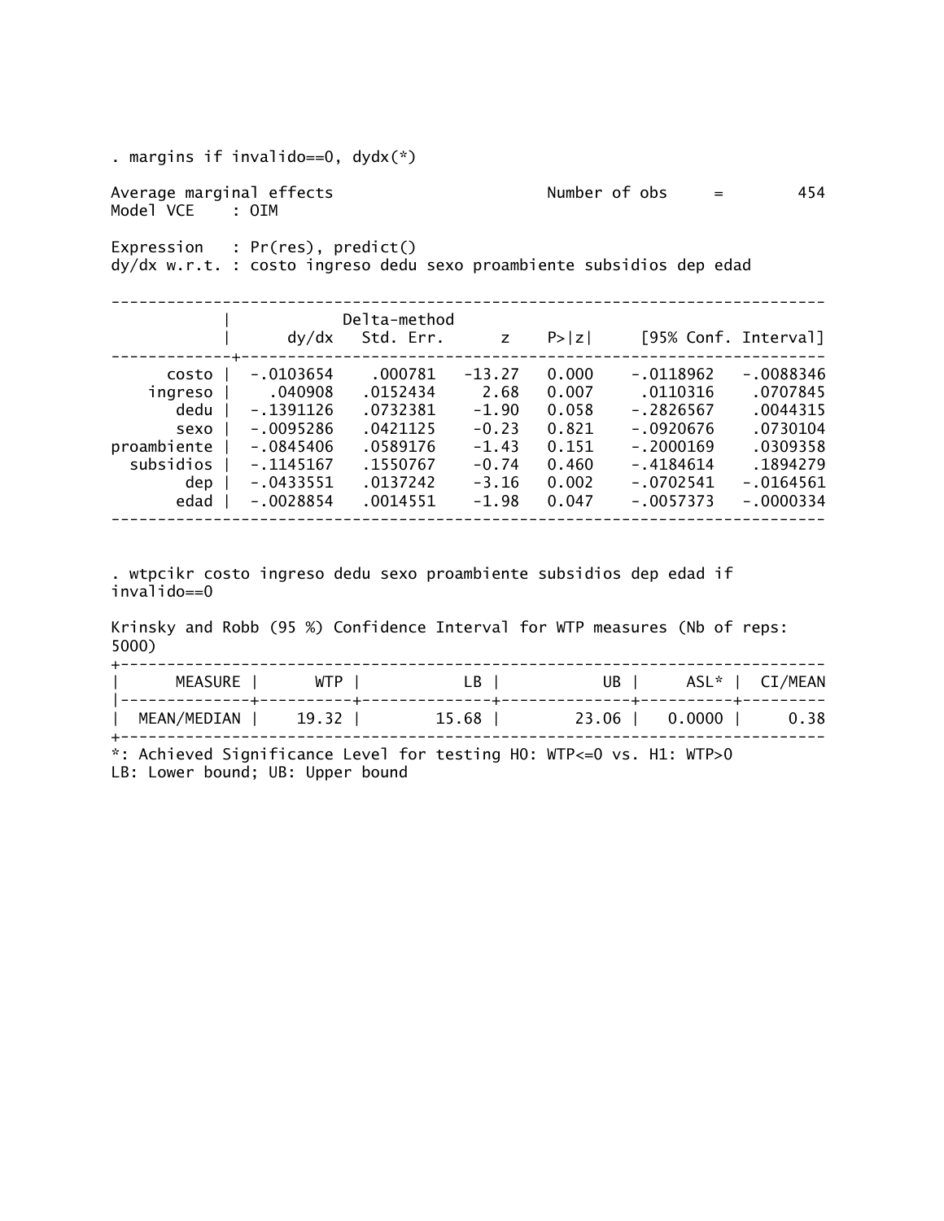```
. margins if invalido==0, dydx(*)

Average marginal effects                        Number of obs     =        454
Model VCE    : OIM

Expression   : Pr(res), predict()
dy/dx w.r.t. : costo ingreso dedu sexo proambiente subsidios dep edad

------------------------------------------------------------------------------
             |            Delta-method
             |      dy/dx   Std. Err.      z    P>|z|     [95% Conf. Interval]
-------------+----------------------------------------------------------------
       costo |  -.0103654    .000781   -13.27   0.000    -.0118962   -.0088346
     ingreso |    .040908   .0152434     2.68   0.007     .0110316    .0707845
        dedu |  -.1391126   .0732381    -1.90   0.058    -.2826567    .0044315
        sexo |  -.0095286   .0421125    -0.23   0.821    -.0920676    .0730104
 proambiente |  -.0845406   .0589176    -1.43   0.151    -.2000169    .0309358
   subsidios |  -.1145167   .1550767    -0.74   0.460    -.4184614    .1894279
         dep |  -.0433551   .0137242    -3.16   0.002    -.0702541   -.0164561
        edad |  -.0028854   .0014551    -1.98   0.047    -.0057373   -.0000334
------------------------------------------------------------------------------


. wtpcikr costo ingreso dedu sexo proambiente subsidios dep edad if
invalido==0

Krinsky and Robb (95 %) Confidence Interval for WTP measures (Nb of reps:
5000)
+-----------------------------------------------------------------------------
|      MEASURE |      WTP |            LB |            UB |     ASL* |  CI/MEAN
|--------------+----------+---------------+---------------+----------+---------
|  MEAN/MEDIAN |    19.32 |         15.68 |         23.06 |   0.0000 |     0.38
+-----------------------------------------------------------------------------
*: Achieved Significance Level for testing H0: WTP<=0 vs. H1: WTP>0
LB: Lower bound; UB: Upper bound
```